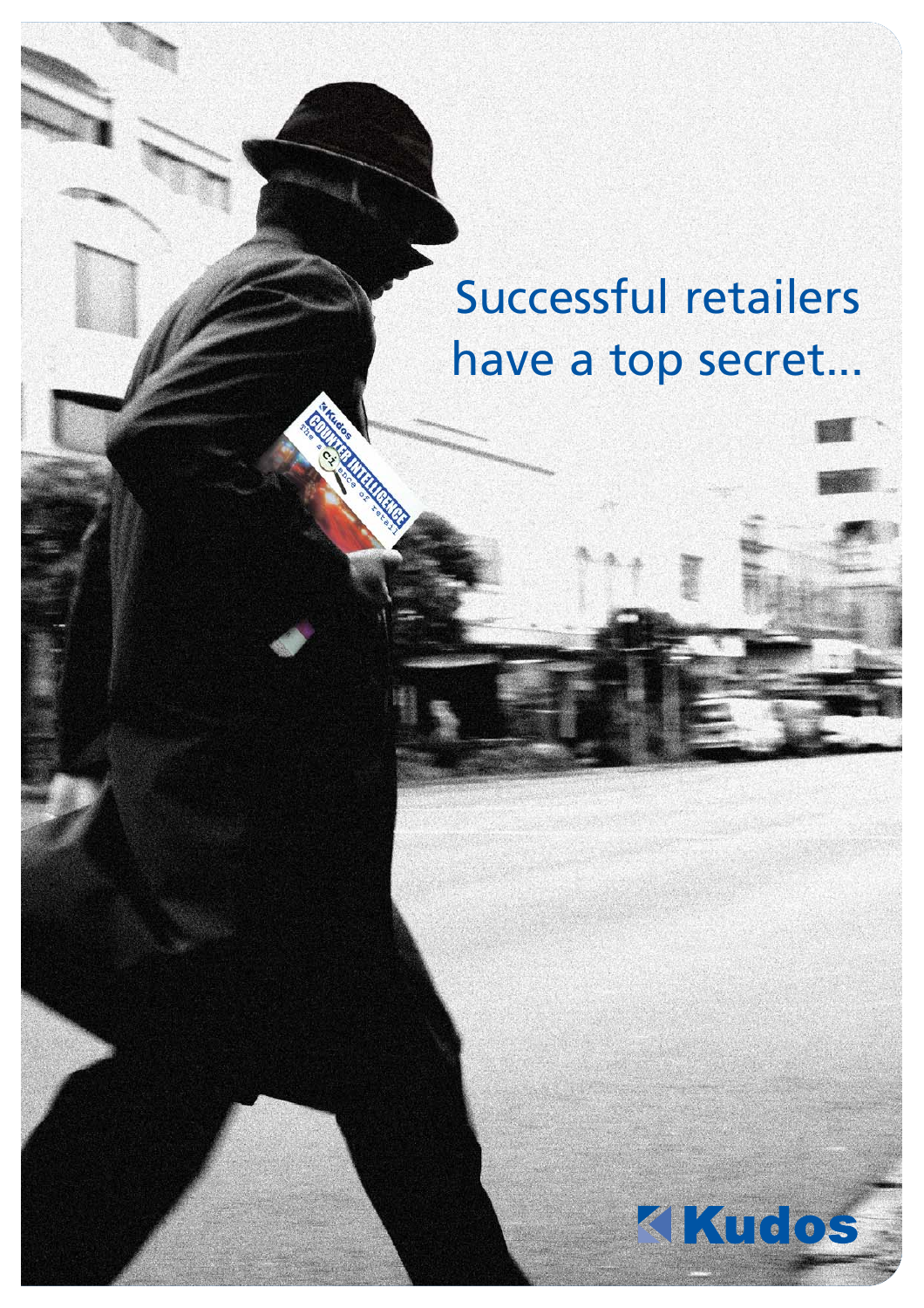Successful retailers have a top secret...

Kudos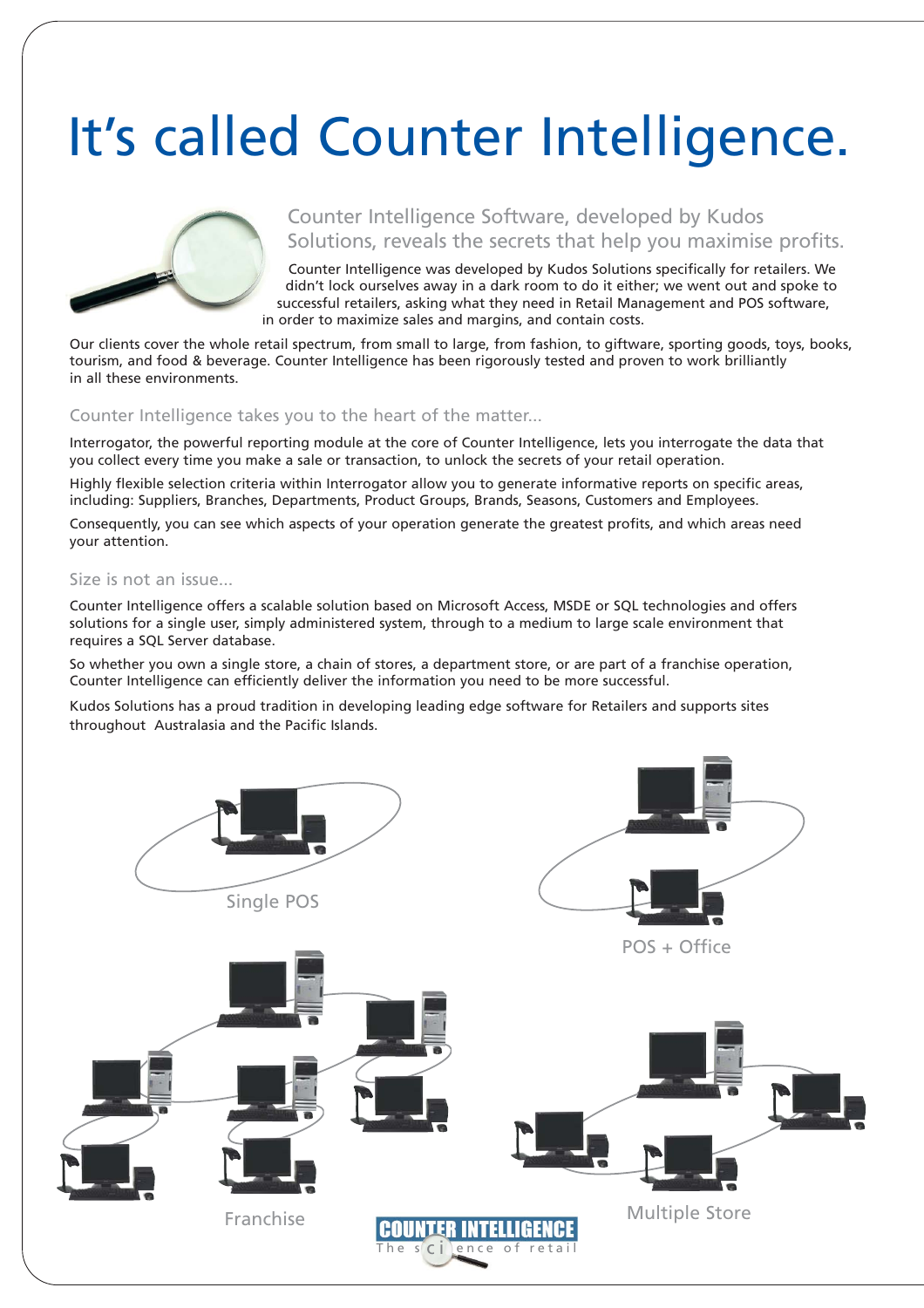# It's called Counter Intelligence.

## Counter Intelligence Software, developed by Kudos Solutions, reveals the secrets that help you maximise profits.

Counter Intelligence was developed by Kudos Solutions specifically for retailers. We didn't lock ourselves away in a dark room to do it either; we went out and spoke to successful retailers, asking what they need in Retail Management and POS software, in order to maximize sales and margins, and contain costs.

Our clients cover the whole retail spectrum, from small to large, from fashion, to giftware, sporting goods, toys, books, tourism, and food & beverage. Counter Intelligence has been rigorously tested and proven to work brilliantly in all these environments.

### Counter Intelligence takes you to the heart of the matter...

Interrogator, the powerful reporting module at the core of Counter Intelligence, lets you interrogate the data that you collect every time you make a sale or transaction, to unlock the secrets of your retail operation.

Highly flexible selection criteria within Interrogator allow you to generate informative reports on specific areas, including: Suppliers, Branches, Departments, Product Groups, Brands, Seasons, Customers and Employees.

Consequently, you can see which aspects of your operation generate the greatest profits, and which areas need your attention.

### Size is not an issue...

Counter Intelligence offers a scalable solution based on Microsoft Access, MSDE or SQL technologies and offers solutions for a single user, simply administered system, through to a medium to large scale environment that requires a SQL Server database.

So whether you own a single store, a chain of stores, a department store, or are part of a franchise operation, Counter Intelligence can efficiently deliver the information you need to be more successful.

Kudos Solutions has a proud tradition in developing leading edge software for Retailers and supports sites throughout Australasia and the Pacific Islands.

Single POS

POS + Office

Franchise

Multiple Store

COUNTER INTELLIGENCE
The science of retail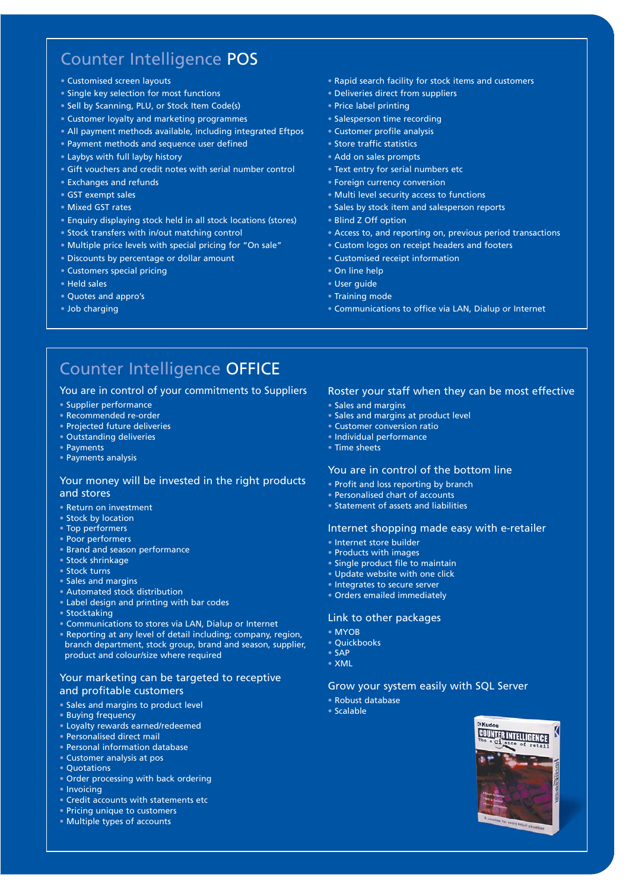## Counter Intelligence POS

- Customised screen layouts
- Single key selection for most functions
- Sell by Scanning, PLU, or Stock Item Code(s)
- Customer loyalty and marketing programmes
- All payment methods available, including integrated Eftpos
- Payment methods and sequence user defined
- Laybys with full layby history
- Gift vouchers and credit notes with serial number control
- Exchanges and refunds
- GST exempt sales
- Mixed GST rates
- Enquiry displaying stock held in all stock locations (stores)
- Stock transfers with in/out matching control
- Multiple price levels with special pricing for "On sale"
- Discounts by percentage or dollar amount
- Customers special pricing
- Held sales
- Quotes and appro's
- Job charging
- Rapid search facility for stock items and customers
- Deliveries direct from suppliers
- Price label printing
- Salesperson time recording
- Customer profile analysis
- Store traffic statistics
- Add on sales prompts
- Text entry for serial numbers etc
- Foreign currency conversion
- Multi level security access to functions
- Sales by stock item and salesperson reports
- Blind Z Off option
- Access to, and reporting on, previous period transactions
- Custom logos on receipt headers and footers
- Customised receipt information
- On line help
- User guide
- Training mode
- Communications to office via LAN, Dialup or Internet

## Counter Intelligence OFFICE

### You are in control of your commitments to Suppliers

- Supplier performance
- Recommended re-order
- Projected future deliveries
- Outstanding deliveries
- Payments
- Payments analysis

### Your money will be invested in the right products and stores

- Return on investment
- Stock by location
- Top performers
- Poor performers
- Brand and season performance
- Stock shrinkage
- Stock turns
- Sales and margins
- Automated stock distribution
- Label design and printing with bar codes
- Stocktaking
- Communications to stores via LAN, Dialup or Internet
- Reporting at any level of detail including; company, region, branch department, stock group, brand and season, supplier, product and colour/size where required

### Your marketing can be targeted to receptive and profitable customers

- Sales and margins to product level
- Buying frequency
- Loyalty rewards earned/redeemed
- Personalised direct mail
- Personal information database
- Customer analysis at pos
- Quotations
- Order processing with back ordering
- Invoicing
- Credit accounts with statements etc
- Pricing unique to customers
- Multiple types of accounts

### Roster your staff when they can be most effective

- Sales and margins
- Sales and margins at product level
- Customer conversion ratio
- Individual performance
- Time sheets

### You are in control of the bottom line

- Profit and loss reporting by branch
- Personalised chart of accounts
- Statement of assets and liabilities

### Internet shopping made easy with e-retailer

- Internet store builder
- Products with images
- Single product file to maintain
- Update website with one click
- Integrates to secure server
- Orders emailed immediately

### Link to other packages

- MYOB
- Quickbooks
- SAP
- XML

### Grow your system easily with SQL Server

- Robust database
- Scalable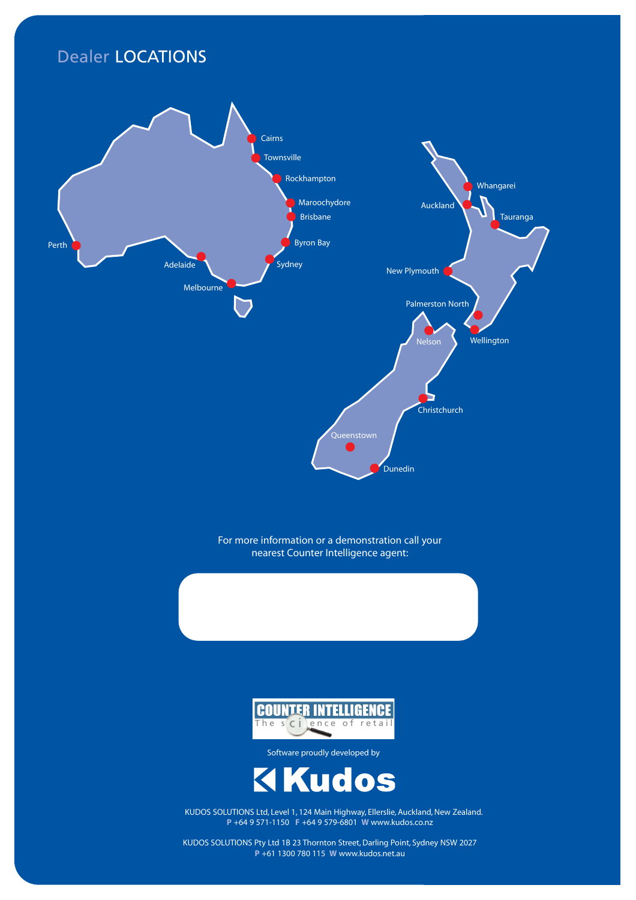## Dealer LOCATIONS

Cairns
Townsville
Rockhampton
Maroochydore
Brisbane
Byron Bay
Sydney
Melbourne
Adelaide
Perth

Whangarei
Auckland
Tauranga
New Plymouth
Palmerston North
Wellington
Nelson
Christchurch
Queenstown
Dunedin

For more information or a demonstration call your nearest Counter Intelligence agent:

COUNTER INTELLIGENCE
The science of retail

Software proudly developed by

Kudos

KUDOS SOLUTIONS Ltd, Level 1, 124 Main Highway, Ellerslie, Auckland, New Zealand.
**P** +64 9 571-1150 **F** +64 9 579-6801 **W** www.kudos.co.nz

KUDOS SOLUTIONS Pty Ltd 1B 23 Thornton Street, Darling Point, Sydney NSW 2027
**P** +61 1300 780 115 **W** www.kudos.net.au